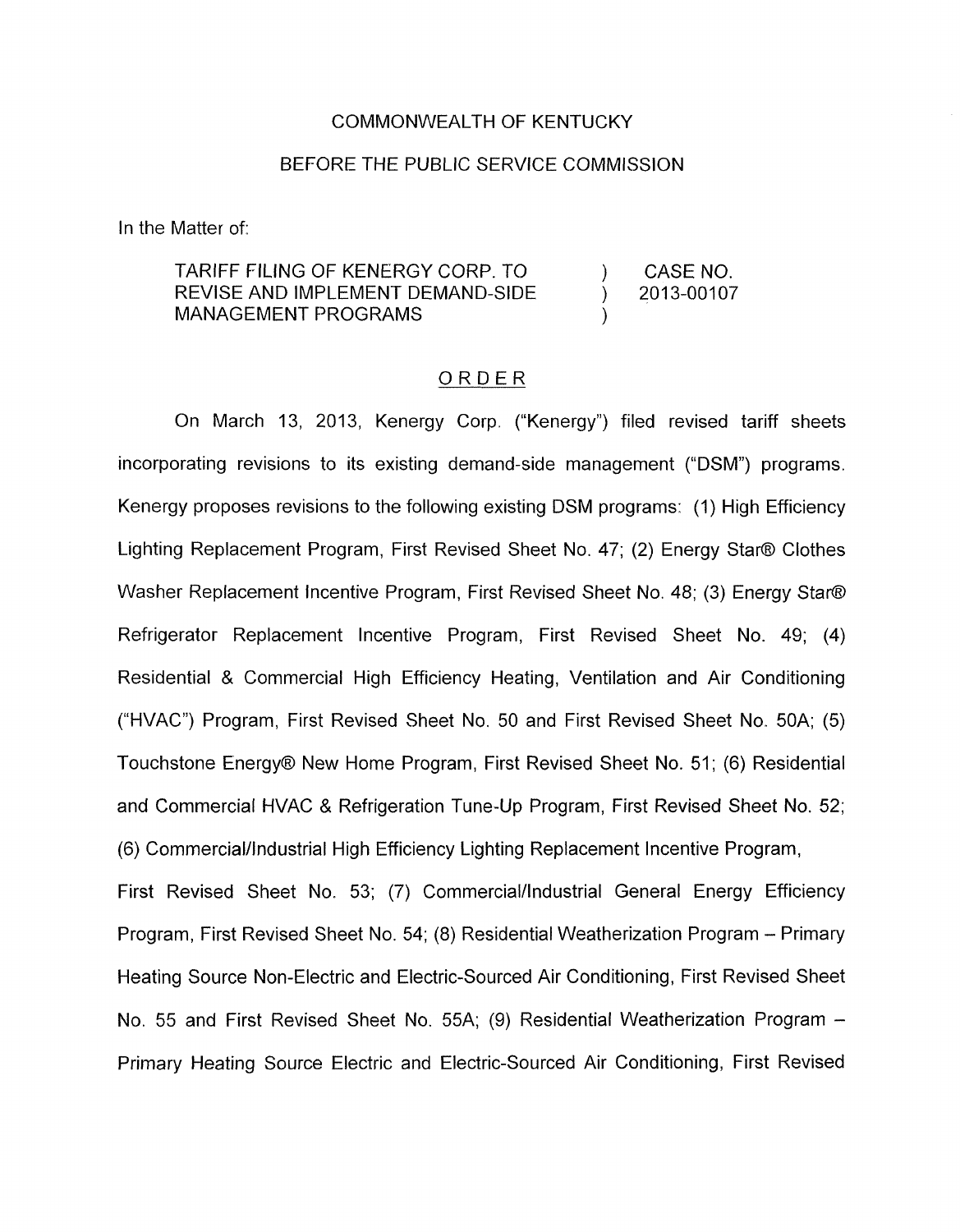COMMONWEALTH OF KENTUCKY

BEFORE THE PUBLIC SERVICE COMMISSION

In the Matter of:

| | | |
|---|---|---|
| TARIFF FILING OF KENERGY CORP. TO REVISE AND IMPLEMENT DEMAND-SIDE MANAGEMENT PROGRAMS | ) ) ) | CASE NO. 2013-00107 |

## ORDER

On March 13, 2013, Kenergy Corp. ("Kenergy") filed revised tariff sheets incorporating revisions to its existing demand-side management ("DSM") programs. Kenergy proposes revisions to the following existing DSM programs: (1) High Efficiency Lighting Replacement Program, First Revised Sheet No. 47; (2) Energy Star® Clothes Washer Replacement Incentive Program, First Revised Sheet No. 48; (3) Energy Star® Refrigerator Replacement Incentive Program, First Revised Sheet No. 49; (4) Residential & Commercial High Efficiency Heating, Ventilation and Air Conditioning ("HVAC") Program, First Revised Sheet No. 50 and First Revised Sheet No. 50A; (5) Touchstone Energy® New Home Program, First Revised Sheet No. 51; (6) Residential and Commercial HVAC & Refrigeration Tune-Up Program, First Revised Sheet No. 52; (6) Commercial/Industrial High Efficiency Lighting Replacement Incentive Program, First Revised Sheet No. 53; (7) Commercial/Industrial General Energy Efficiency Program, First Revised Sheet No. 54; (8) Residential Weatherization Program – Primary Heating Source Non-Electric and Electric-Sourced Air Conditioning, First Revised Sheet No. 55 and First Revised Sheet No. 55A; (9) Residential Weatherization Program – Primary Heating Source Electric and Electric-Sourced Air Conditioning, First Revised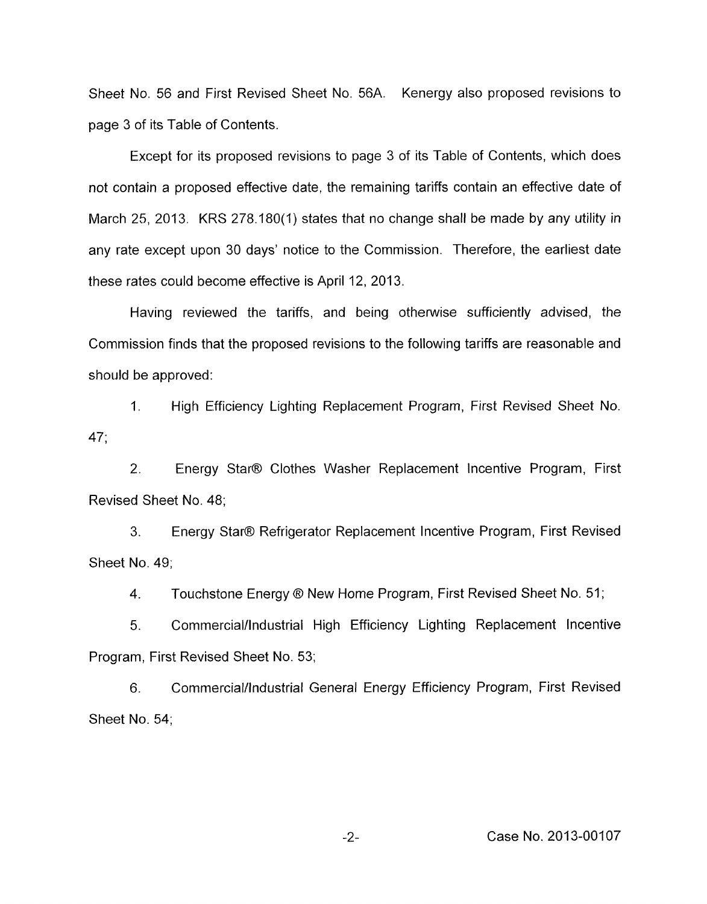Sheet No. 56 and First Revised Sheet No. 56A. Kenergy also proposed revisions to page 3 of its Table of Contents.

Except for its proposed revisions to page 3 of its Table of Contents, which does not contain a proposed effective date, the remaining tariffs contain an effective date of March 25, 2013. KRS 278.180(1) states that no change shall be made by any utility in any rate except upon 30 days' notice to the Commission. Therefore, the earliest date these rates could become effective is April 12, 2013.

Having reviewed the tariffs, and being otherwise sufficiently advised, the Commission finds that the proposed revisions to the following tariffs are reasonable and should be approved:

1. High Efficiency Lighting Replacement Program, First Revised Sheet No. 47;

2. Energy Star® Clothes Washer Replacement Incentive Program, First Revised Sheet No. 48;

3. Energy Star® Refrigerator Replacement Incentive Program, First Revised Sheet No. 49;

4. Touchstone Energy ® New Home Program, First Revised Sheet No. 51;

5. Commercial/Industrial High Efficiency Lighting Replacement Incentive Program, First Revised Sheet No. 53;

6. Commercial/Industrial General Energy Efficiency Program, First Revised Sheet No. 54;

Case No. 2013-00107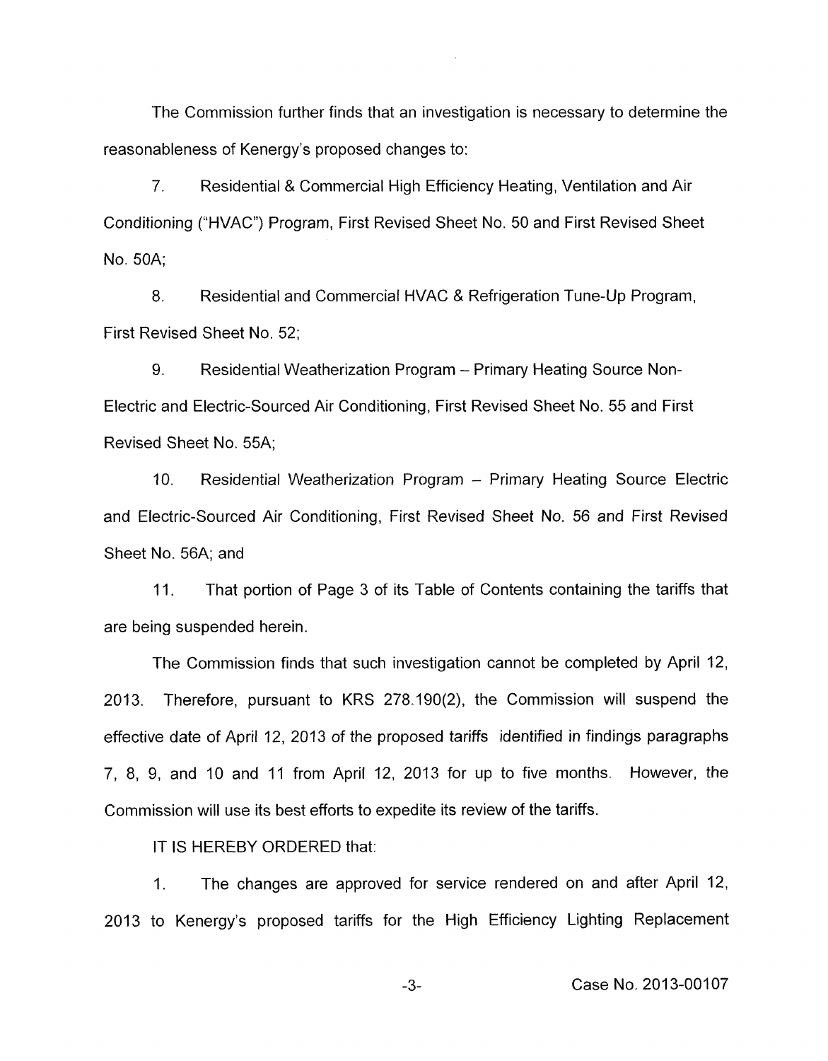The Commission further finds that an investigation is necessary to determine the reasonableness of Kenergy's proposed changes to:

7. Residential & Commercial High Efficiency Heating, Ventilation and Air Conditioning ("HVAC") Program, First Revised Sheet No. 50 and First Revised Sheet No. 50A;

8. Residential and Commercial HVAC & Refrigeration Tune-Up Program, First Revised Sheet No. 52;

9. Residential Weatherization Program – Primary Heating Source Non-Electric and Electric-Sourced Air Conditioning, First Revised Sheet No. 55 and First Revised Sheet No. 55A;

10. Residential Weatherization Program – Primary Heating Source Electric and Electric-Sourced Air Conditioning, First Revised Sheet No. 56 and First Revised Sheet No. 56A; and

11. That portion of Page 3 of its Table of Contents containing the tariffs that are being suspended herein.

The Commission finds that such investigation cannot be completed by April 12, 2013. Therefore, pursuant to KRS 278.190(2), the Commission will suspend the effective date of April 12, 2013 of the proposed tariffs identified in findings paragraphs 7, 8, 9, and 10 and 11 from April 12, 2013 for up to five months. However, the Commission will use its best efforts to expedite its review of the tariffs.

IT IS HEREBY ORDERED that:

1. The changes are approved for service rendered on and after April 12, 2013 to Kenergy's proposed tariffs for the High Efficiency Lighting Replacement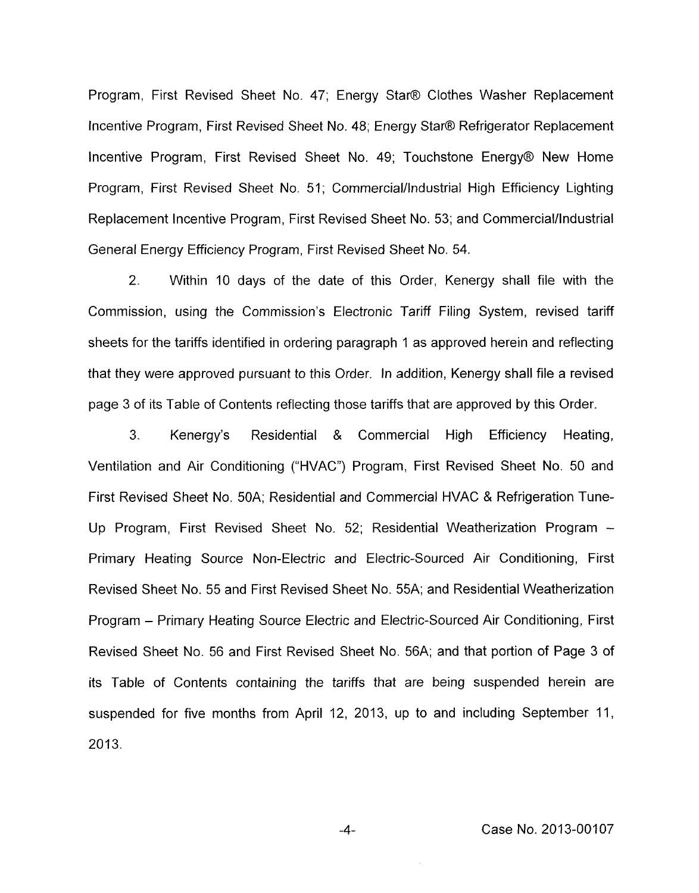Program, First Revised Sheet No. 47; Energy Star® Clothes Washer Replacement Incentive Program, First Revised Sheet No. 48; Energy Star® Refrigerator Replacement Incentive Program, First Revised Sheet No. 49; Touchstone Energy® New Home Program, First Revised Sheet No. 51; Commercial/Industrial High Efficiency Lighting Replacement Incentive Program, First Revised Sheet No. 53; and Commercial/Industrial General Energy Efficiency Program, First Revised Sheet No. 54.

2. Within 10 days of the date of this Order, Kenergy shall file with the Commission, using the Commission's Electronic Tariff Filing System, revised tariff sheets for the tariffs identified in ordering paragraph 1 as approved herein and reflecting that they were approved pursuant to this Order. In addition, Kenergy shall file a revised page 3 of its Table of Contents reflecting those tariffs that are approved by this Order.

3. Kenergy's Residential & Commercial High Efficiency Heating, Ventilation and Air Conditioning ("HVAC") Program, First Revised Sheet No. 50 and First Revised Sheet No. 50A; Residential and Commercial HVAC & Refrigeration Tune-Up Program, First Revised Sheet No. 52; Residential Weatherization Program – Primary Heating Source Non-Electric and Electric-Sourced Air Conditioning, First Revised Sheet No. 55 and First Revised Sheet No. 55A; and Residential Weatherization Program – Primary Heating Source Electric and Electric-Sourced Air Conditioning, First Revised Sheet No. 56 and First Revised Sheet No. 56A; and that portion of Page 3 of its Table of Contents containing the tariffs that are being suspended herein are suspended for five months from April 12, 2013, up to and including September 11, 2013.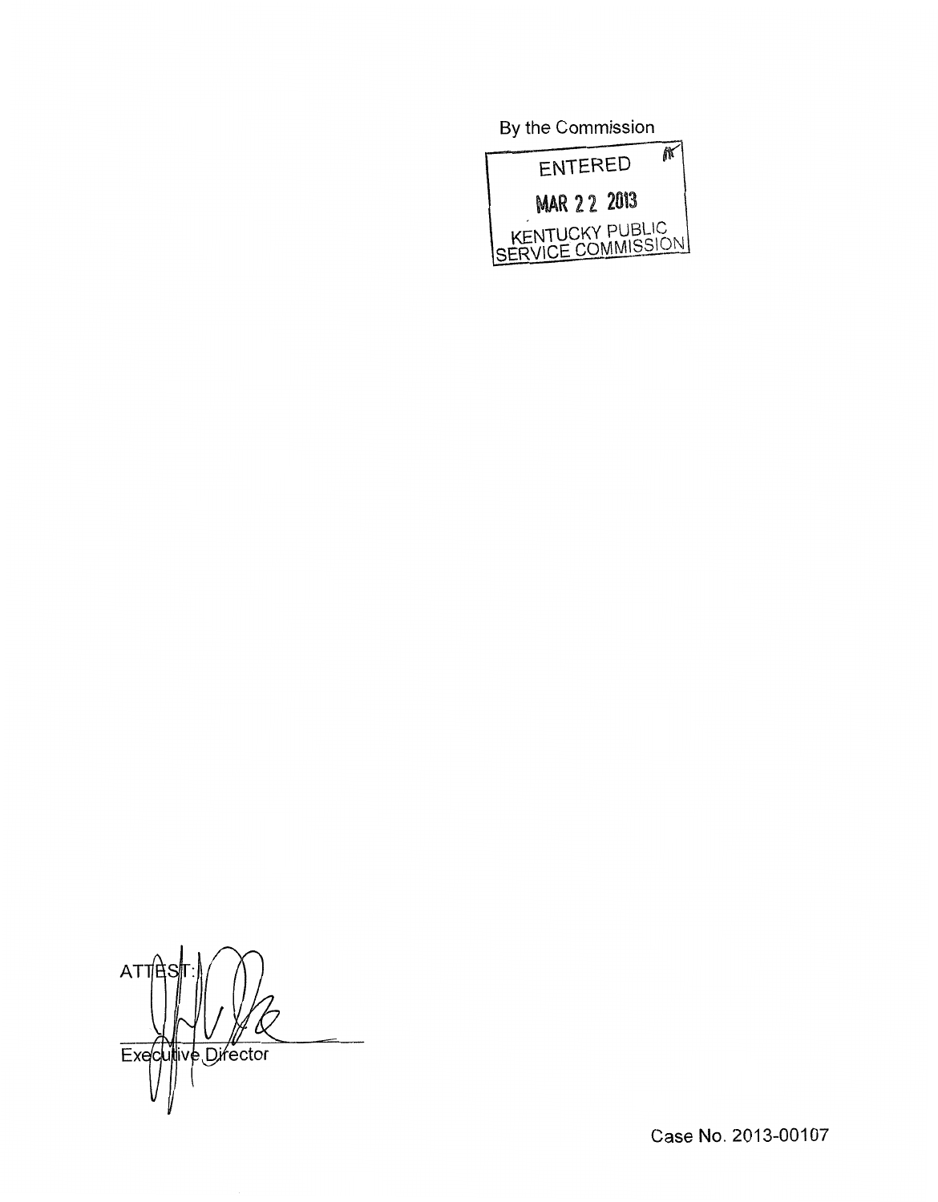By the Commission

ENTERED

MAR 22 2013

KENTUCKY PUBLIC SERVICE COMMISSION

ATTEST:

Executive Director

Case No. 2013-00107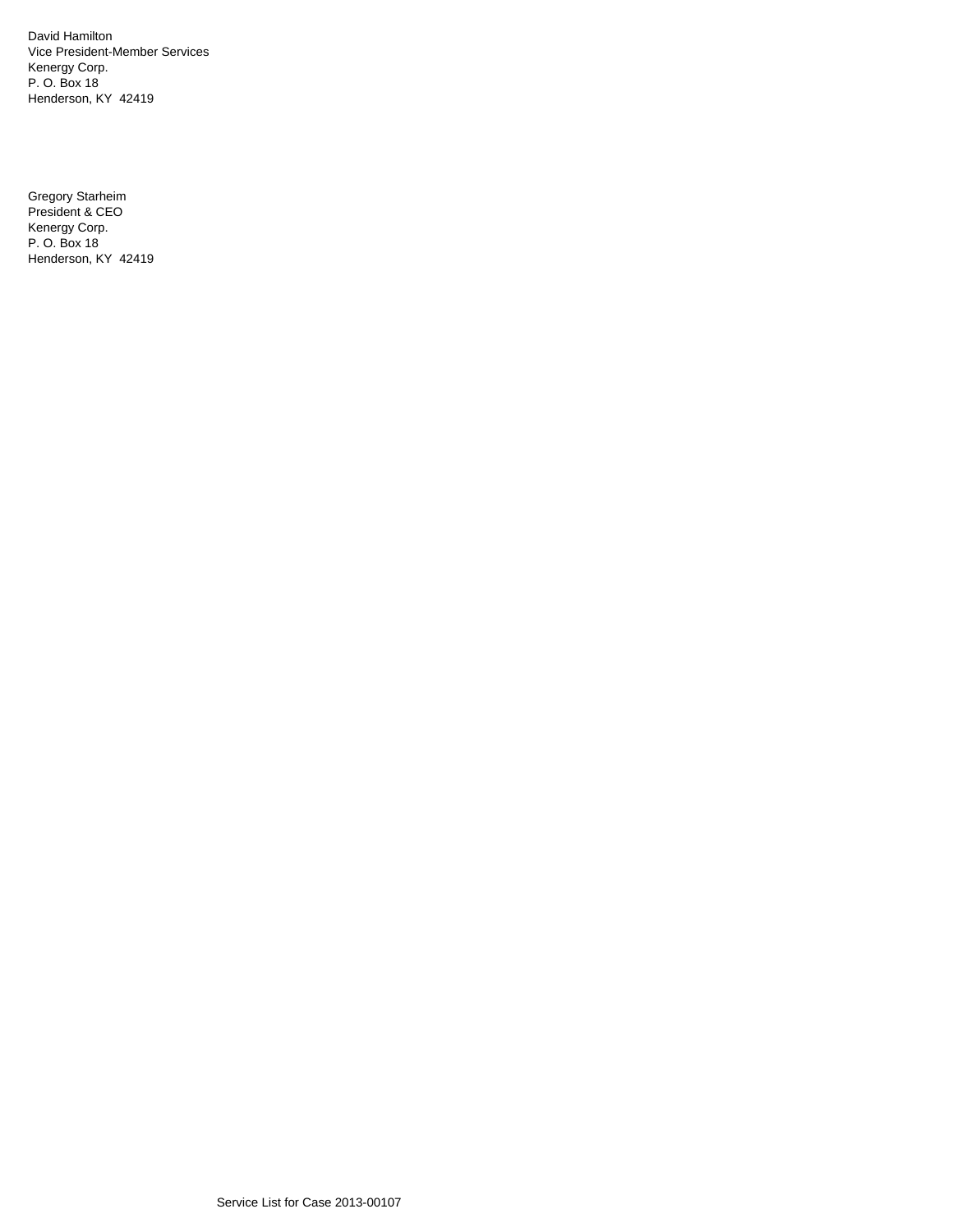David Hamilton
Vice President-Member Services
Kenergy Corp.
P. O. Box 18
Henderson, KY  42419

Gregory Starheim
President & CEO
Kenergy Corp.
P. O. Box 18
Henderson, KY  42419